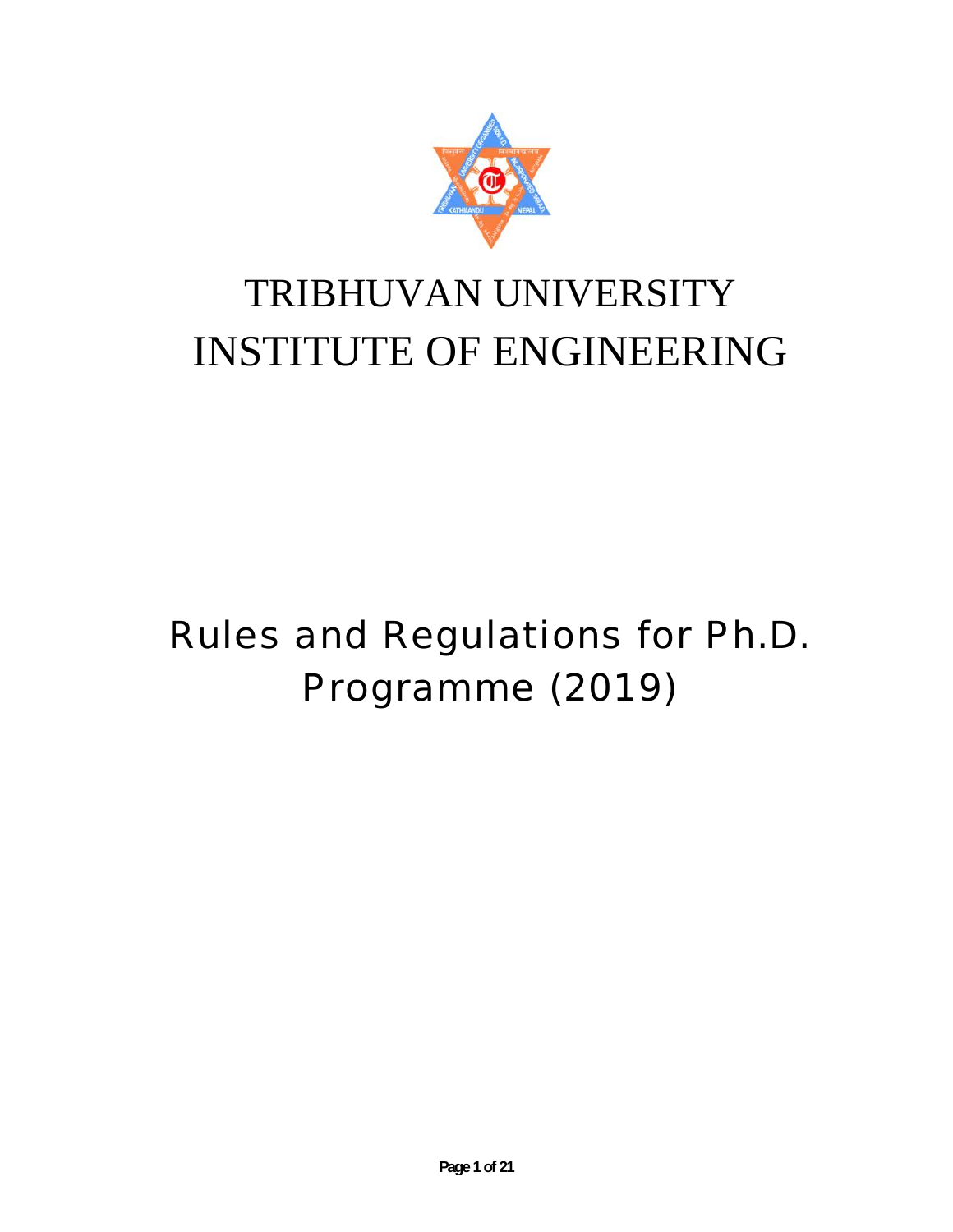# TRIBHUVAN UNIVERSITY
# INSTITUTE OF ENGINEERING

# Rules and Regulations for Ph.D. Programme (2019)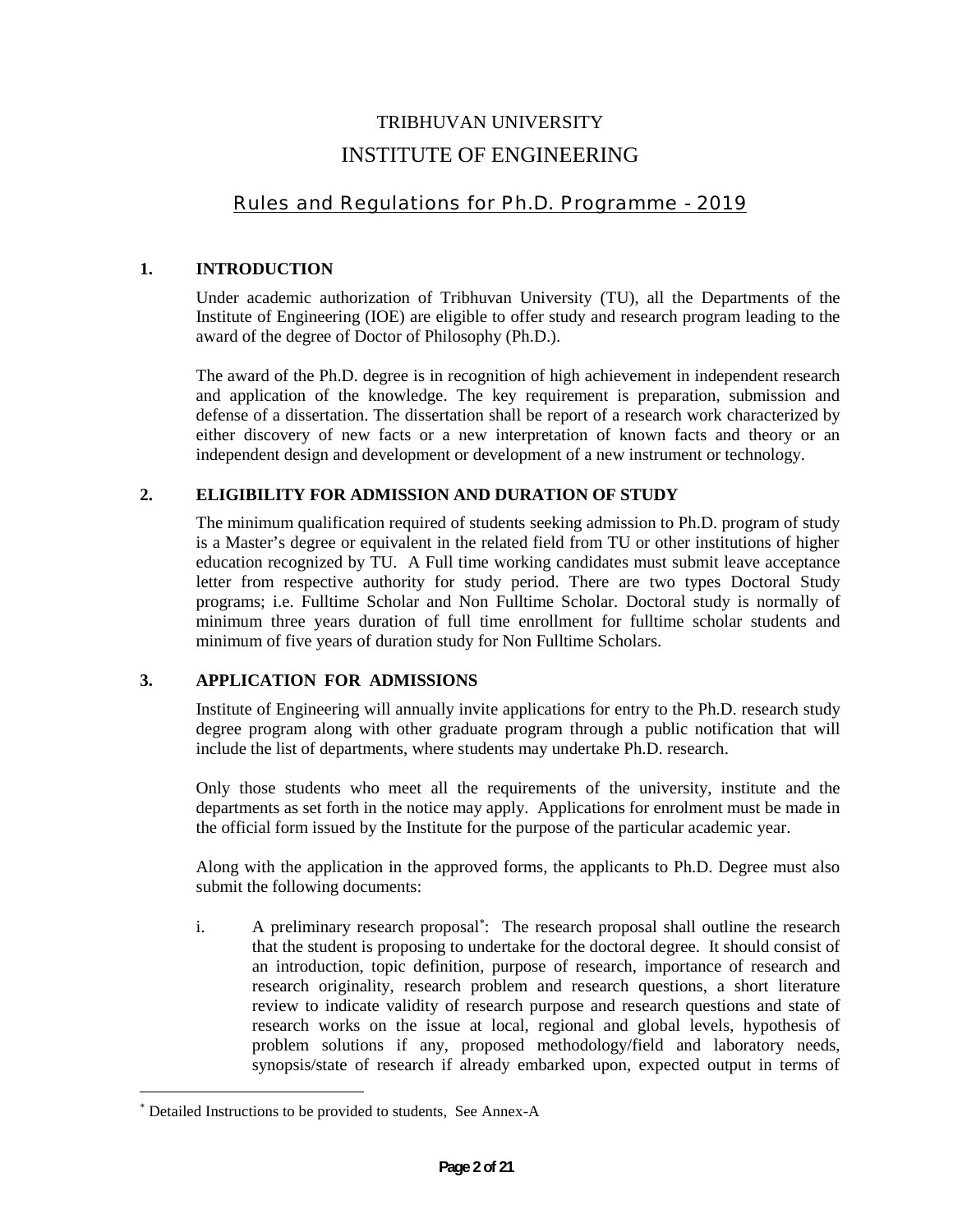# TRIBHUVAN UNIVERSITY

# INSTITUTE OF ENGINEERING

## Rules and Regulations for Ph.D. Programme - 2019

### 1. INTRODUCTION

Under academic authorization of Tribhuvan University (TU), all the Departments of the Institute of Engineering (IOE) are eligible to offer study and research program leading to the award of the degree of Doctor of Philosophy (Ph.D.).

The award of the Ph.D. degree is in recognition of high achievement in independent research and application of the knowledge. The key requirement is preparation, submission and defense of a dissertation. The dissertation shall be report of a research work characterized by either discovery of new facts or a new interpretation of known facts and theory or an independent design and development or development of a new instrument or technology.

### 2. ELIGIBILITY FOR ADMISSION AND DURATION OF STUDY

The minimum qualification required of students seeking admission to Ph.D. program of study is a Master's degree or equivalent in the related field from TU or other institutions of higher education recognized by TU. A Full time working candidates must submit leave acceptance letter from respective authority for study period. There are two types Doctoral Study programs; i.e. Fulltime Scholar and Non Fulltime Scholar. Doctoral study is normally of minimum three years duration of full time enrollment for fulltime scholar students and minimum of five years of duration study for Non Fulltime Scholars.

### 3. APPLICATION FOR ADMISSIONS

Institute of Engineering will annually invite applications for entry to the Ph.D. research study degree program along with other graduate program through a public notification that will include the list of departments, where students may undertake Ph.D. research.

Only those students who meet all the requirements of the university, institute and the departments as set forth in the notice may apply. Applications for enrolment must be made in the official form issued by the Institute for the purpose of the particular academic year.

Along with the application in the approved forms, the applicants to Ph.D. Degree must also submit the following documents:

i. A preliminary research proposal*: The research proposal shall outline the research that the student is proposing to undertake for the doctoral degree. It should consist of an introduction, topic definition, purpose of research, importance of research and research originality, research problem and research questions, a short literature review to indicate validity of research purpose and research questions and state of research works on the issue at local, regional and global levels, hypothesis of problem solutions if any, proposed methodology/field and laboratory needs, synopsis/state of research if already embarked upon, expected output in terms of

---

* Detailed Instructions to be provided to students, See Annex-A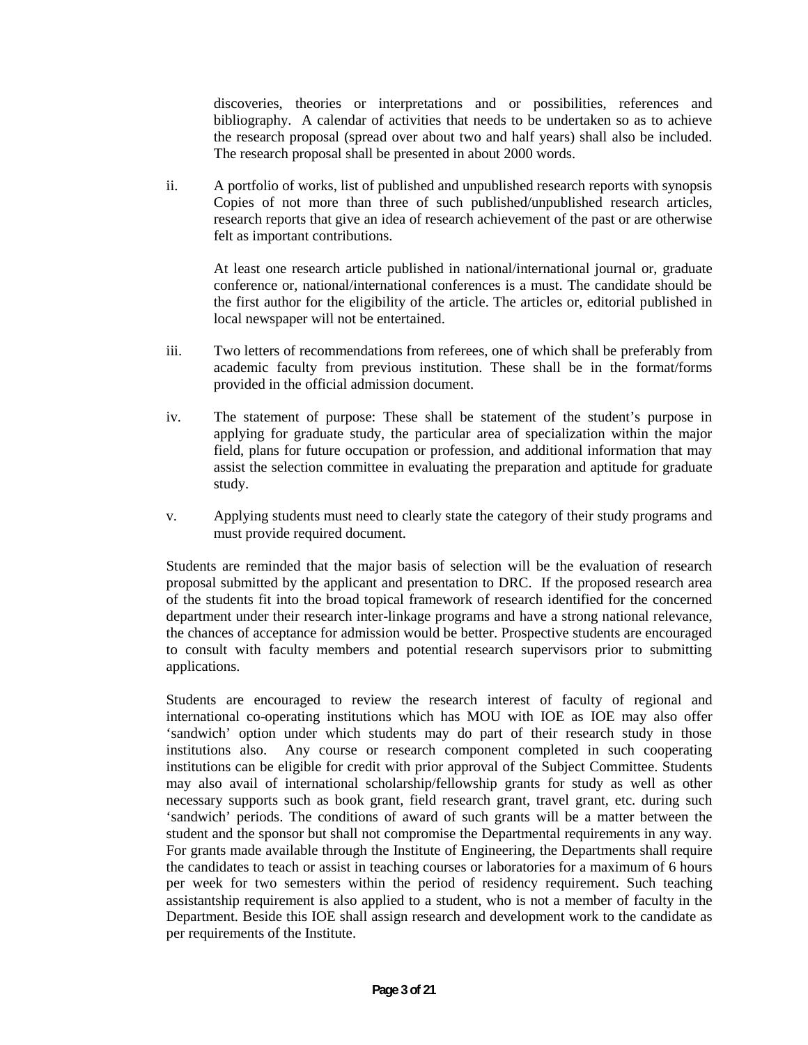discoveries, theories or interpretations and or possibilities, references and bibliography. A calendar of activities that needs to be undertaken so as to achieve the research proposal (spread over about two and half years) shall also be included. The research proposal shall be presented in about 2000 words.

ii. A portfolio of works, list of published and unpublished research reports with synopsis Copies of not more than three of such published/unpublished research articles, research reports that give an idea of research achievement of the past or are otherwise felt as important contributions.

   At least one research article published in national/international journal or, graduate conference or, national/international conferences is a must. The candidate should be the first author for the eligibility of the article. The articles or, editorial published in local newspaper will not be entertained.

iii. Two letters of recommendations from referees, one of which shall be preferably from academic faculty from previous institution. These shall be in the format/forms provided in the official admission document.

iv. The statement of purpose: These shall be statement of the student's purpose in applying for graduate study, the particular area of specialization within the major field, plans for future occupation or profession, and additional information that may assist the selection committee in evaluating the preparation and aptitude for graduate study.

v. Applying students must need to clearly state the category of their study programs and must provide required document.

Students are reminded that the major basis of selection will be the evaluation of research proposal submitted by the applicant and presentation to DRC. If the proposed research area of the students fit into the broad topical framework of research identified for the concerned department under their research inter-linkage programs and have a strong national relevance, the chances of acceptance for admission would be better. Prospective students are encouraged to consult with faculty members and potential research supervisors prior to submitting applications.

Students are encouraged to review the research interest of faculty of regional and international co-operating institutions which has MOU with IOE as IOE may also offer 'sandwich' option under which students may do part of their research study in those institutions also. Any course or research component completed in such cooperating institutions can be eligible for credit with prior approval of the Subject Committee. Students may also avail of international scholarship/fellowship grants for study as well as other necessary supports such as book grant, field research grant, travel grant, etc. during such 'sandwich' periods. The conditions of award of such grants will be a matter between the student and the sponsor but shall not compromise the Departmental requirements in any way. For grants made available through the Institute of Engineering, the Departments shall require the candidates to teach or assist in teaching courses or laboratories for a maximum of 6 hours per week for two semesters within the period of residency requirement. Such teaching assistantship requirement is also applied to a student, who is not a member of faculty in the Department. Beside this IOE shall assign research and development work to the candidate as per requirements of the Institute.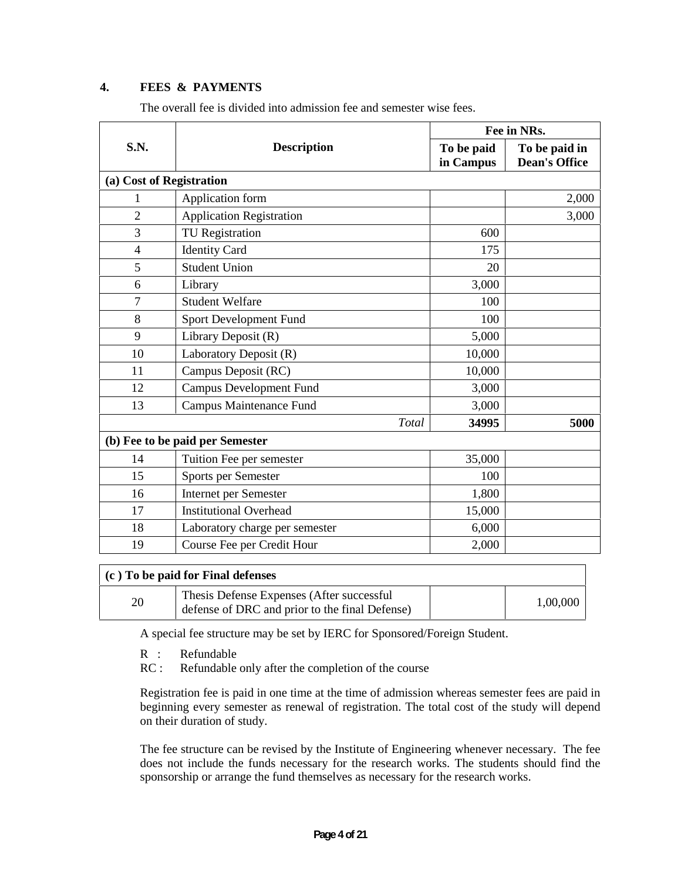## 4. FEES & PAYMENTS

The overall fee is divided into admission fee and semester wise fees.

| S.N. | Description | Fee in NRs. | |
|---|---|---|---|
| | | To be paid in Campus | To be paid in Dean's Office |
| **(a) Cost of Registration** | | | |
| 1 | Application form | | 2,000 |
| 2 | Application Registration | | 3,000 |
| 3 | TU Registration | 600 | |
| 4 | Identity Card | 175 | |
| 5 | Student Union | 20 | |
| 6 | Library | 3,000 | |
| 7 | Student Welfare | 100 | |
| 8 | Sport Development Fund | 100 | |
| 9 | Library Deposit (R) | 5,000 | |
| 10 | Laboratory Deposit (R) | 10,000 | |
| 11 | Campus Deposit (RC) | 10,000 | |
| 12 | Campus Development Fund | 3,000 | |
| 13 | Campus Maintenance Fund | 3,000 | |
| | *Total* | **34995** | **5000** |
| **(b) Fee to be paid per Semester** | | | |
| 14 | Tuition Fee per semester | 35,000 | |
| 15 | Sports per Semester | 100 | |
| 16 | Internet per Semester | 1,800 | |
| 17 | Institutional Overhead | 15,000 | |
| 18 | Laboratory charge per semester | 6,000 | |
| 19 | Course Fee per Credit Hour | 2,000 | |
| **(c ) To be paid for Final defenses** | | | |
| 20 | Thesis Defense Expenses (After successful defense of DRC and prior to the final Defense) | | 1,00,000 |

A special fee structure may be set by IERC for Sponsored/Foreign Student.

R : Refundable
RC : Refundable only after the completion of the course

Registration fee is paid in one time at the time of admission whereas semester fees are paid in beginning every semester as renewal of registration. The total cost of the study will depend on their duration of study.

The fee structure can be revised by the Institute of Engineering whenever necessary. The fee does not include the funds necessary for the research works. The students should find the sponsorship or arrange the fund themselves as necessary for the research works.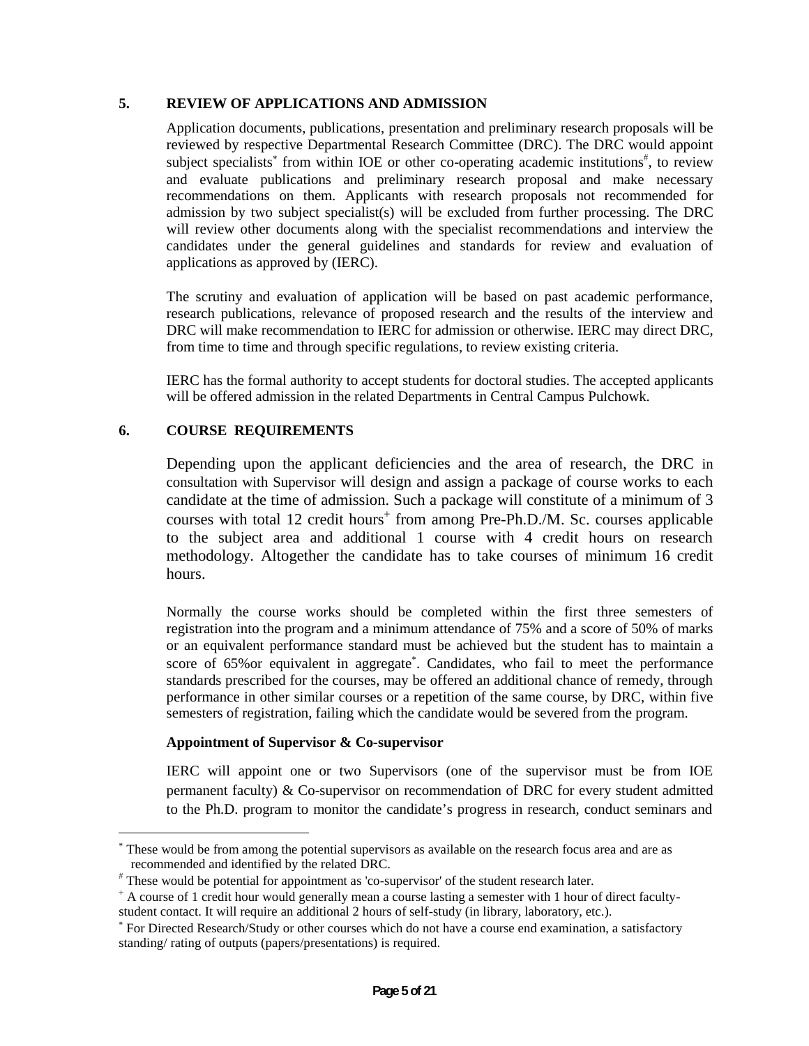## 5. REVIEW OF APPLICATIONS AND ADMISSION

Application documents, publications, presentation and preliminary research proposals will be reviewed by respective Departmental Research Committee (DRC). The DRC would appoint subject specialists* from within IOE or other co-operating academic institutions#, to review and evaluate publications and preliminary research proposal and make necessary recommendations on them. Applicants with research proposals not recommended for admission by two subject specialist(s) will be excluded from further processing. The DRC will review other documents along with the specialist recommendations and interview the candidates under the general guidelines and standards for review and evaluation of applications as approved by (IERC).

The scrutiny and evaluation of application will be based on past academic performance, research publications, relevance of proposed research and the results of the interview and DRC will make recommendation to IERC for admission or otherwise. IERC may direct DRC, from time to time and through specific regulations, to review existing criteria.

IERC has the formal authority to accept students for doctoral studies. The accepted applicants will be offered admission in the related Departments in Central Campus Pulchowk.

## 6. COURSE REQUIREMENTS

Depending upon the applicant deficiencies and the area of research, the DRC in consultation with Supervisor will design and assign a package of course works to each candidate at the time of admission. Such a package will constitute of a minimum of 3 courses with total 12 credit hours+ from among Pre-Ph.D./M. Sc. courses applicable to the subject area and additional 1 course with 4 credit hours on research methodology. Altogether the candidate has to take courses of minimum 16 credit hours.

Normally the course works should be completed within the first three semesters of registration into the program and a minimum attendance of 75% and a score of 50% of marks or an equivalent performance standard must be achieved but the student has to maintain a score of 65%or equivalent in aggregate*. Candidates, who fail to meet the performance standards prescribed for the courses, may be offered an additional chance of remedy, through performance in other similar courses or a repetition of the same course, by DRC, within five semesters of registration, failing which the candidate would be severed from the program.

**Appointment of Supervisor & Co-supervisor**

IERC will appoint one or two Supervisors (one of the supervisor must be from IOE permanent faculty) & Co-supervisor on recommendation of DRC for every student admitted to the Ph.D. program to monitor the candidate's progress in research, conduct seminars and

---

* These would be from among the potential supervisors as available on the research focus area and are as recommended and identified by the related DRC.

# These would be potential for appointment as 'co-supervisor' of the student research later.

+ A course of 1 credit hour would generally mean a course lasting a semester with 1 hour of direct faculty-student contact. It will require an additional 2 hours of self-study (in library, laboratory, etc.).

* For Directed Research/Study or other courses which do not have a course end examination, a satisfactory standing/ rating of outputs (papers/presentations) is required.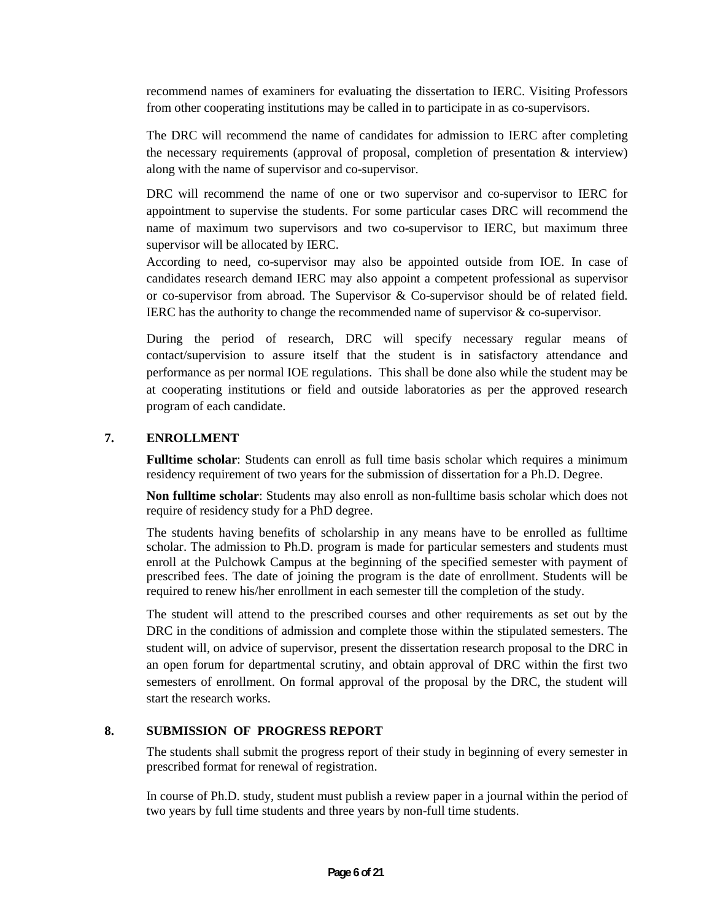recommend names of examiners for evaluating the dissertation to IERC. Visiting Professors from other cooperating institutions may be called in to participate in as co-supervisors.

The DRC will recommend the name of candidates for admission to IERC after completing the necessary requirements (approval of proposal, completion of presentation & interview) along with the name of supervisor and co-supervisor.

DRC will recommend the name of one or two supervisor and co-supervisor to IERC for appointment to supervise the students. For some particular cases DRC will recommend the name of maximum two supervisors and two co-supervisor to IERC, but maximum three supervisor will be allocated by IERC.
According to need, co-supervisor may also be appointed outside from IOE. In case of candidates research demand IERC may also appoint a competent professional as supervisor or co-supervisor from abroad. The Supervisor & Co-supervisor should be of related field. IERC has the authority to change the recommended name of supervisor & co-supervisor.

During the period of research, DRC will specify necessary regular means of contact/supervision to assure itself that the student is in satisfactory attendance and performance as per normal IOE regulations. This shall be done also while the student may be at cooperating institutions or field and outside laboratories as per the approved research program of each candidate.

## 7. ENROLLMENT

**Fulltime scholar**: Students can enroll as full time basis scholar which requires a minimum residency requirement of two years for the submission of dissertation for a Ph.D. Degree.

**Non fulltime scholar**: Students may also enroll as non-fulltime basis scholar which does not require of residency study for a PhD degree.

The students having benefits of scholarship in any means have to be enrolled as fulltime scholar. The admission to Ph.D. program is made for particular semesters and students must enroll at the Pulchowk Campus at the beginning of the specified semester with payment of prescribed fees. The date of joining the program is the date of enrollment. Students will be required to renew his/her enrollment in each semester till the completion of the study.

The student will attend to the prescribed courses and other requirements as set out by the DRC in the conditions of admission and complete those within the stipulated semesters. The student will, on advice of supervisor, present the dissertation research proposal to the DRC in an open forum for departmental scrutiny, and obtain approval of DRC within the first two semesters of enrollment. On formal approval of the proposal by the DRC, the student will start the research works.

## 8. SUBMISSION OF PROGRESS REPORT

The students shall submit the progress report of their study in beginning of every semester in prescribed format for renewal of registration.

In course of Ph.D. study, student must publish a review paper in a journal within the period of two years by full time students and three years by non-full time students.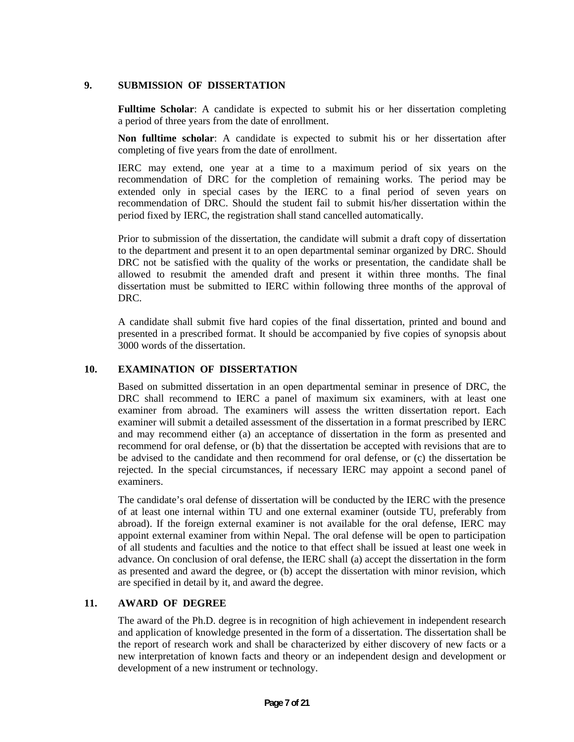## 9. SUBMISSION OF DISSERTATION

**Fulltime Scholar**: A candidate is expected to submit his or her dissertation completing a period of three years from the date of enrollment.

**Non fulltime scholar**: A candidate is expected to submit his or her dissertation after completing of five years from the date of enrollment.

IERC may extend, one year at a time to a maximum period of six years on the recommendation of DRC for the completion of remaining works. The period may be extended only in special cases by the IERC to a final period of seven years on recommendation of DRC. Should the student fail to submit his/her dissertation within the period fixed by IERC, the registration shall stand cancelled automatically.

Prior to submission of the dissertation, the candidate will submit a draft copy of dissertation to the department and present it to an open departmental seminar organized by DRC. Should DRC not be satisfied with the quality of the works or presentation, the candidate shall be allowed to resubmit the amended draft and present it within three months. The final dissertation must be submitted to IERC within following three months of the approval of DRC.

A candidate shall submit five hard copies of the final dissertation, printed and bound and presented in a prescribed format. It should be accompanied by five copies of synopsis about 3000 words of the dissertation.

## 10. EXAMINATION OF DISSERTATION

Based on submitted dissertation in an open departmental seminar in presence of DRC, the DRC shall recommend to IERC a panel of maximum six examiners, with at least one examiner from abroad. The examiners will assess the written dissertation report. Each examiner will submit a detailed assessment of the dissertation in a format prescribed by IERC and may recommend either (a) an acceptance of dissertation in the form as presented and recommend for oral defense, or (b) that the dissertation be accepted with revisions that are to be advised to the candidate and then recommend for oral defense, or (c) the dissertation be rejected. In the special circumstances, if necessary IERC may appoint a second panel of examiners.

The candidate's oral defense of dissertation will be conducted by the IERC with the presence of at least one internal within TU and one external examiner (outside TU, preferably from abroad). If the foreign external examiner is not available for the oral defense, IERC may appoint external examiner from within Nepal. The oral defense will be open to participation of all students and faculties and the notice to that effect shall be issued at least one week in advance. On conclusion of oral defense, the IERC shall (a) accept the dissertation in the form as presented and award the degree, or (b) accept the dissertation with minor revision, which are specified in detail by it, and award the degree.

## 11. AWARD OF DEGREE

The award of the Ph.D. degree is in recognition of high achievement in independent research and application of knowledge presented in the form of a dissertation. The dissertation shall be the report of research work and shall be characterized by either discovery of new facts or a new interpretation of known facts and theory or an independent design and development or development of a new instrument or technology.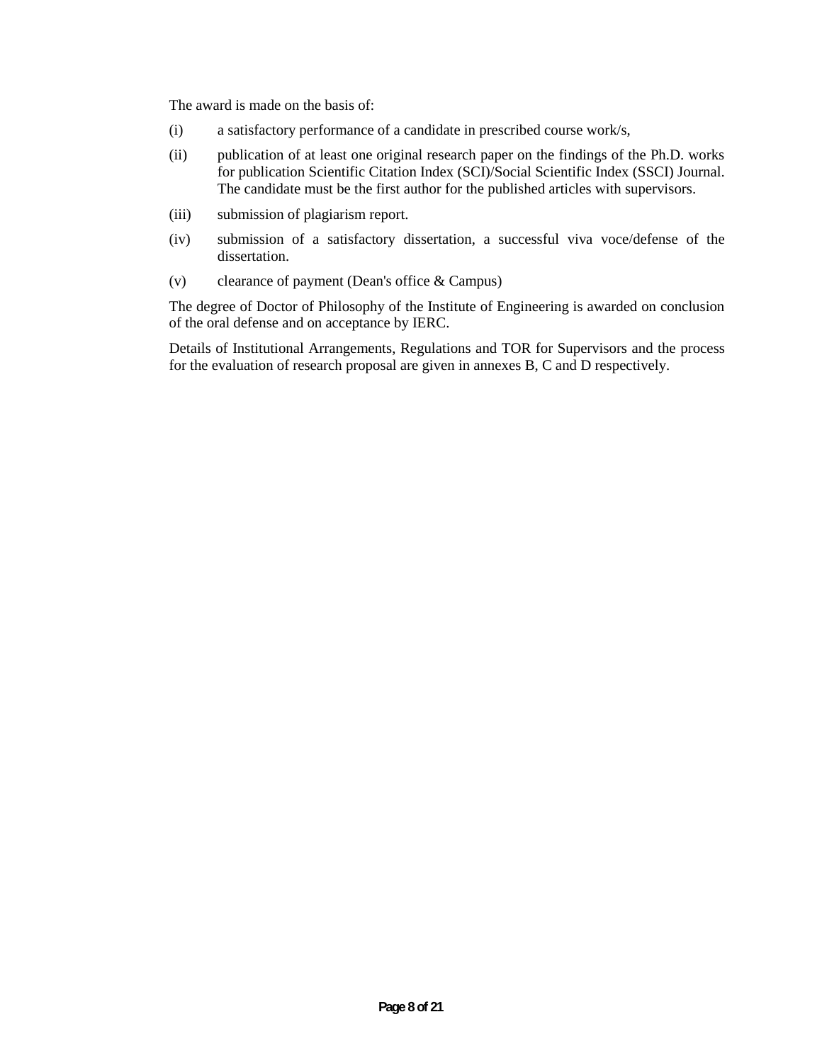The award is made on the basis of:

(i) a satisfactory performance of a candidate in prescribed course work/s,

(ii) publication of at least one original research paper on the findings of the Ph.D. works for publication Scientific Citation Index (SCI)/Social Scientific Index (SSCI) Journal. The candidate must be the first author for the published articles with supervisors.

(iii) submission of plagiarism report.

(iv) submission of a satisfactory dissertation, a successful viva voce/defense of the dissertation.

(v) clearance of payment (Dean's office & Campus)

The degree of Doctor of Philosophy of the Institute of Engineering is awarded on conclusion of the oral defense and on acceptance by IERC.

Details of Institutional Arrangements, Regulations and TOR for Supervisors and the process for the evaluation of research proposal are given in annexes B, C and D respectively.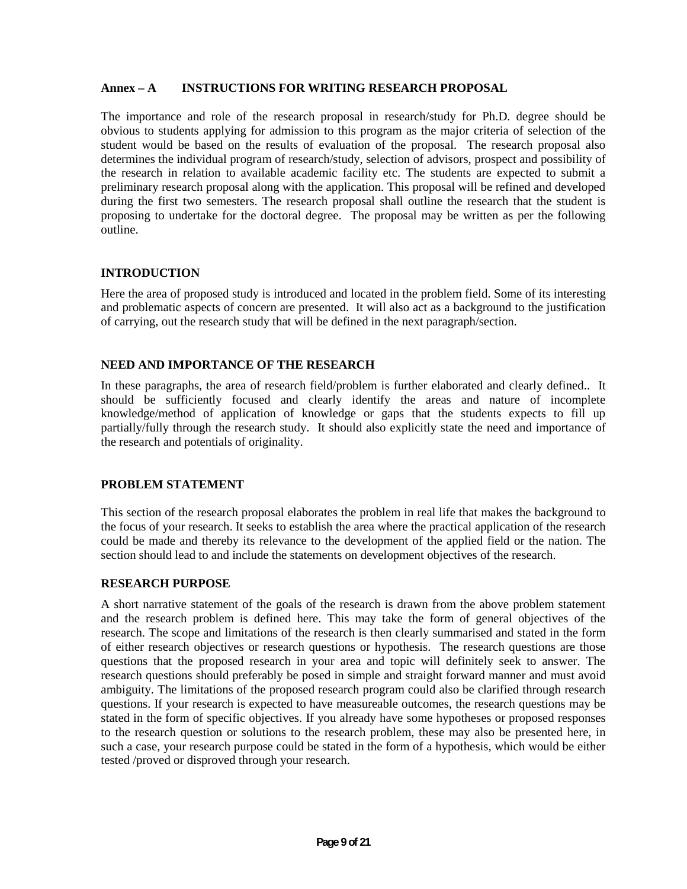## Annex – A INSTRUCTIONS FOR WRITING RESEARCH PROPOSAL

The importance and role of the research proposal in research/study for Ph.D. degree should be obvious to students applying for admission to this program as the major criteria of selection of the student would be based on the results of evaluation of the proposal. The research proposal also determines the individual program of research/study, selection of advisors, prospect and possibility of the research in relation to available academic facility etc. The students are expected to submit a preliminary research proposal along with the application. This proposal will be refined and developed during the first two semesters. The research proposal shall outline the research that the student is proposing to undertake for the doctoral degree. The proposal may be written as per the following outline.

### INTRODUCTION

Here the area of proposed study is introduced and located in the problem field. Some of its interesting and problematic aspects of concern are presented. It will also act as a background to the justification of carrying, out the research study that will be defined in the next paragraph/section.

### NEED AND IMPORTANCE OF THE RESEARCH

In these paragraphs, the area of research field/problem is further elaborated and clearly defined.. It should be sufficiently focused and clearly identify the areas and nature of incomplete knowledge/method of application of knowledge or gaps that the students expects to fill up partially/fully through the research study. It should also explicitly state the need and importance of the research and potentials of originality.

### PROBLEM STATEMENT

This section of the research proposal elaborates the problem in real life that makes the background to the focus of your research. It seeks to establish the area where the practical application of the research could be made and thereby its relevance to the development of the applied field or the nation. The section should lead to and include the statements on development objectives of the research.

### RESEARCH PURPOSE

A short narrative statement of the goals of the research is drawn from the above problem statement and the research problem is defined here. This may take the form of general objectives of the research. The scope and limitations of the research is then clearly summarised and stated in the form of either research objectives or research questions or hypothesis. The research questions are those questions that the proposed research in your area and topic will definitely seek to answer. The research questions should preferably be posed in simple and straight forward manner and must avoid ambiguity. The limitations of the proposed research program could also be clarified through research questions. If your research is expected to have measureable outcomes, the research questions may be stated in the form of specific objectives. If you already have some hypotheses or proposed responses to the research question or solutions to the research problem, these may also be presented here, in such a case, your research purpose could be stated in the form of a hypothesis, which would be either tested /proved or disproved through your research.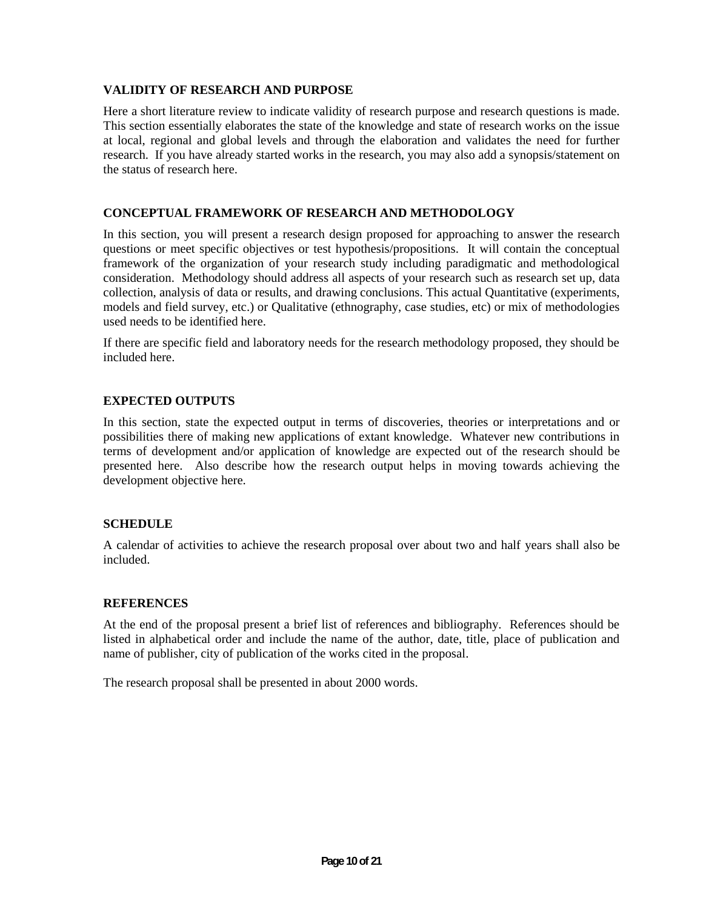## VALIDITY OF RESEARCH AND PURPOSE

Here a short literature review to indicate validity of research purpose and research questions is made. This section essentially elaborates the state of the knowledge and state of research works on the issue at local, regional and global levels and through the elaboration and validates the need for further research. If you have already started works in the research, you may also add a synopsis/statement on the status of research here.

## CONCEPTUAL FRAMEWORK OF RESEARCH AND METHODOLOGY

In this section, you will present a research design proposed for approaching to answer the research questions or meet specific objectives or test hypothesis/propositions. It will contain the conceptual framework of the organization of your research study including paradigmatic and methodological consideration. Methodology should address all aspects of your research such as research set up, data collection, analysis of data or results, and drawing conclusions. This actual Quantitative (experiments, models and field survey, etc.) or Qualitative (ethnography, case studies, etc) or mix of methodologies used needs to be identified here.

If there are specific field and laboratory needs for the research methodology proposed, they should be included here.

## EXPECTED OUTPUTS

In this section, state the expected output in terms of discoveries, theories or interpretations and or possibilities there of making new applications of extant knowledge. Whatever new contributions in terms of development and/or application of knowledge are expected out of the research should be presented here. Also describe how the research output helps in moving towards achieving the development objective here.

## SCHEDULE

A calendar of activities to achieve the research proposal over about two and half years shall also be included.

## REFERENCES

At the end of the proposal present a brief list of references and bibliography. References should be listed in alphabetical order and include the name of the author, date, title, place of publication and name of publisher, city of publication of the works cited in the proposal.

The research proposal shall be presented in about 2000 words.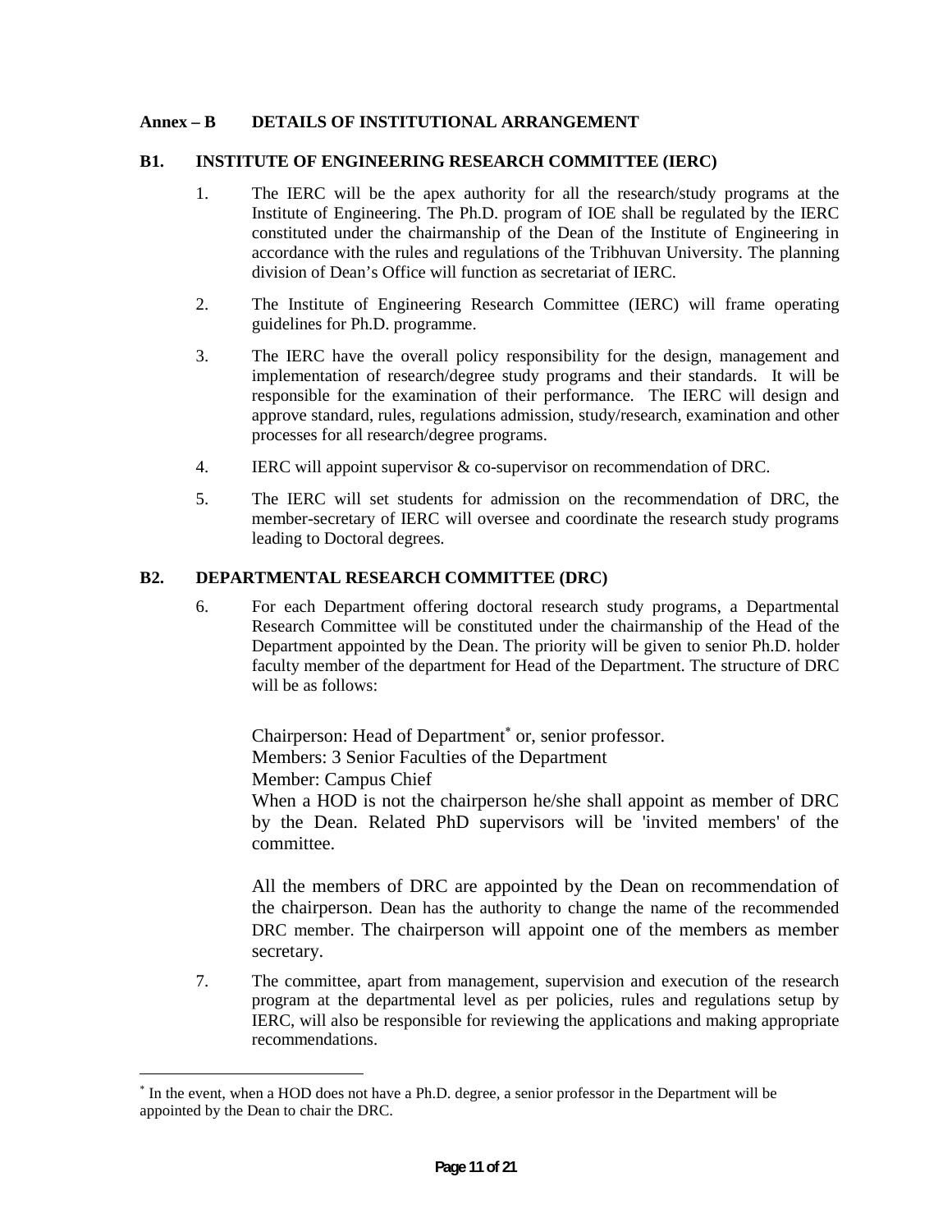## Annex – B DETAILS OF INSTITUTIONAL ARRANGEMENT

### B1. INSTITUTE OF ENGINEERING RESEARCH COMMITTEE (IERC)

1. The IERC will be the apex authority for all the research/study programs at the Institute of Engineering. The Ph.D. program of IOE shall be regulated by the IERC constituted under the chairmanship of the Dean of the Institute of Engineering in accordance with the rules and regulations of the Tribhuvan University. The planning division of Dean's Office will function as secretariat of IERC.

2. The Institute of Engineering Research Committee (IERC) will frame operating guidelines for Ph.D. programme.

3. The IERC have the overall policy responsibility for the design, management and implementation of research/degree study programs and their standards. It will be responsible for the examination of their performance. The IERC will design and approve standard, rules, regulations admission, study/research, examination and other processes for all research/degree programs.

4. IERC will appoint supervisor & co-supervisor on recommendation of DRC.

5. The IERC will set students for admission on the recommendation of DRC, the member-secretary of IERC will oversee and coordinate the research study programs leading to Doctoral degrees.

### B2. DEPARTMENTAL RESEARCH COMMITTEE (DRC)

6. For each Department offering doctoral research study programs, a Departmental Research Committee will be constituted under the chairmanship of the Head of the Department appointed by the Dean. The priority will be given to senior Ph.D. holder faculty member of the department for Head of the Department. The structure of DRC will be as follows:

   Chairperson: Head of Department[*] or, senior professor.
   Members: 3 Senior Faculties of the Department
   Member: Campus Chief
   When a HOD is not the chairperson he/she shall appoint as member of DRC by the Dean. Related PhD supervisors will be 'invited members' of the committee.

   All the members of DRC are appointed by the Dean on recommendation of the chairperson. Dean has the authority to change the name of the recommended DRC member. The chairperson will appoint one of the members as member secretary.

7. The committee, apart from management, supervision and execution of the research program at the departmental level as per policies, rules and regulations setup by IERC, will also be responsible for reviewing the applications and making appropriate recommendations.

---

[*] In the event, when a HOD does not have a Ph.D. degree, a senior professor in the Department will be appointed by the Dean to chair the DRC.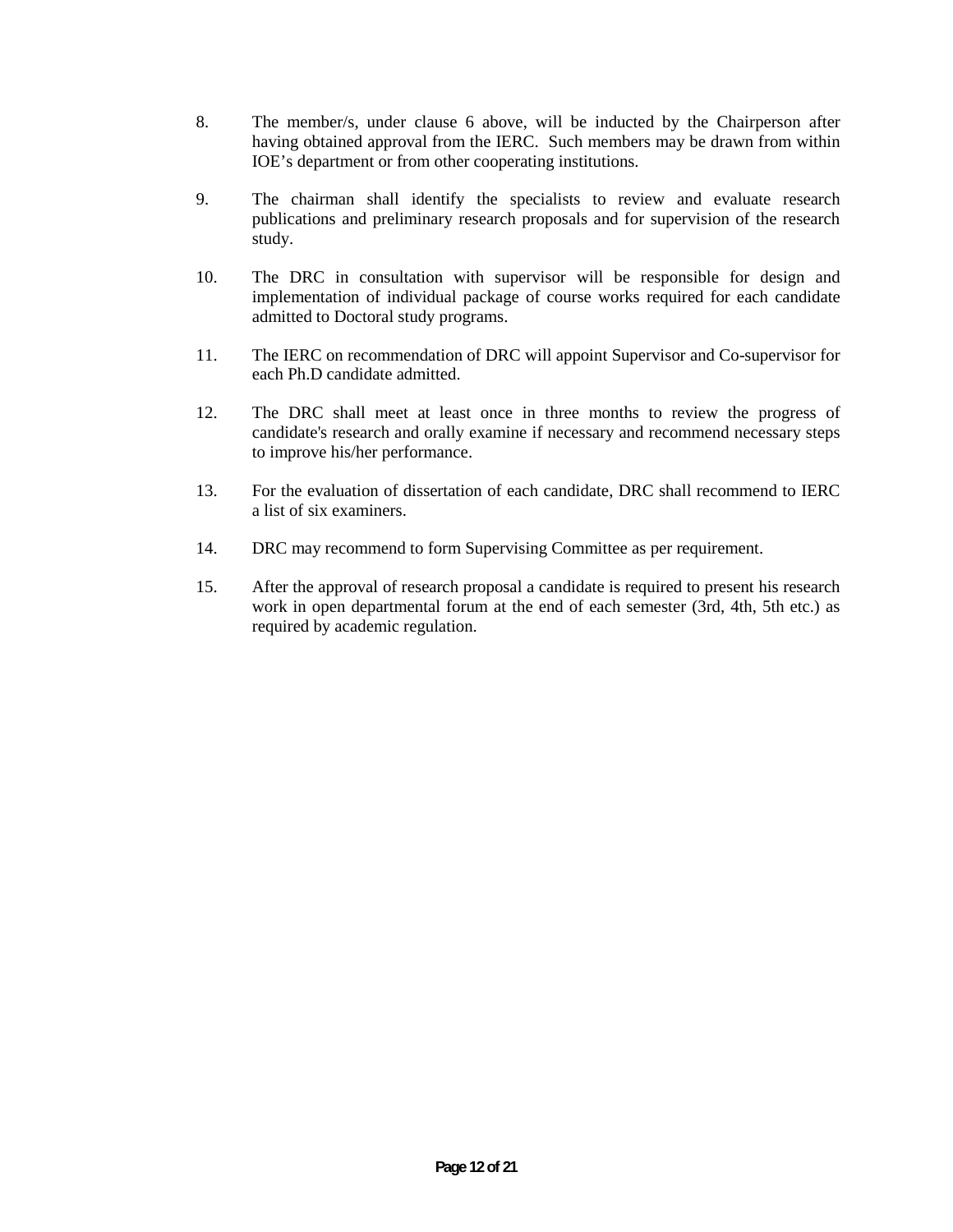8. The member/s, under clause 6 above, will be inducted by the Chairperson after having obtained approval from the IERC. Such members may be drawn from within IOE's department or from other cooperating institutions.

9. The chairman shall identify the specialists to review and evaluate research publications and preliminary research proposals and for supervision of the research study.

10. The DRC in consultation with supervisor will be responsible for design and implementation of individual package of course works required for each candidate admitted to Doctoral study programs.

11. The IERC on recommendation of DRC will appoint Supervisor and Co-supervisor for each Ph.D candidate admitted.

12. The DRC shall meet at least once in three months to review the progress of candidate's research and orally examine if necessary and recommend necessary steps to improve his/her performance.

13. For the evaluation of dissertation of each candidate, DRC shall recommend to IERC a list of six examiners.

14. DRC may recommend to form Supervising Committee as per requirement.

15. After the approval of research proposal a candidate is required to present his research work in open departmental forum at the end of each semester (3rd, 4th, 5th etc.) as required by academic regulation.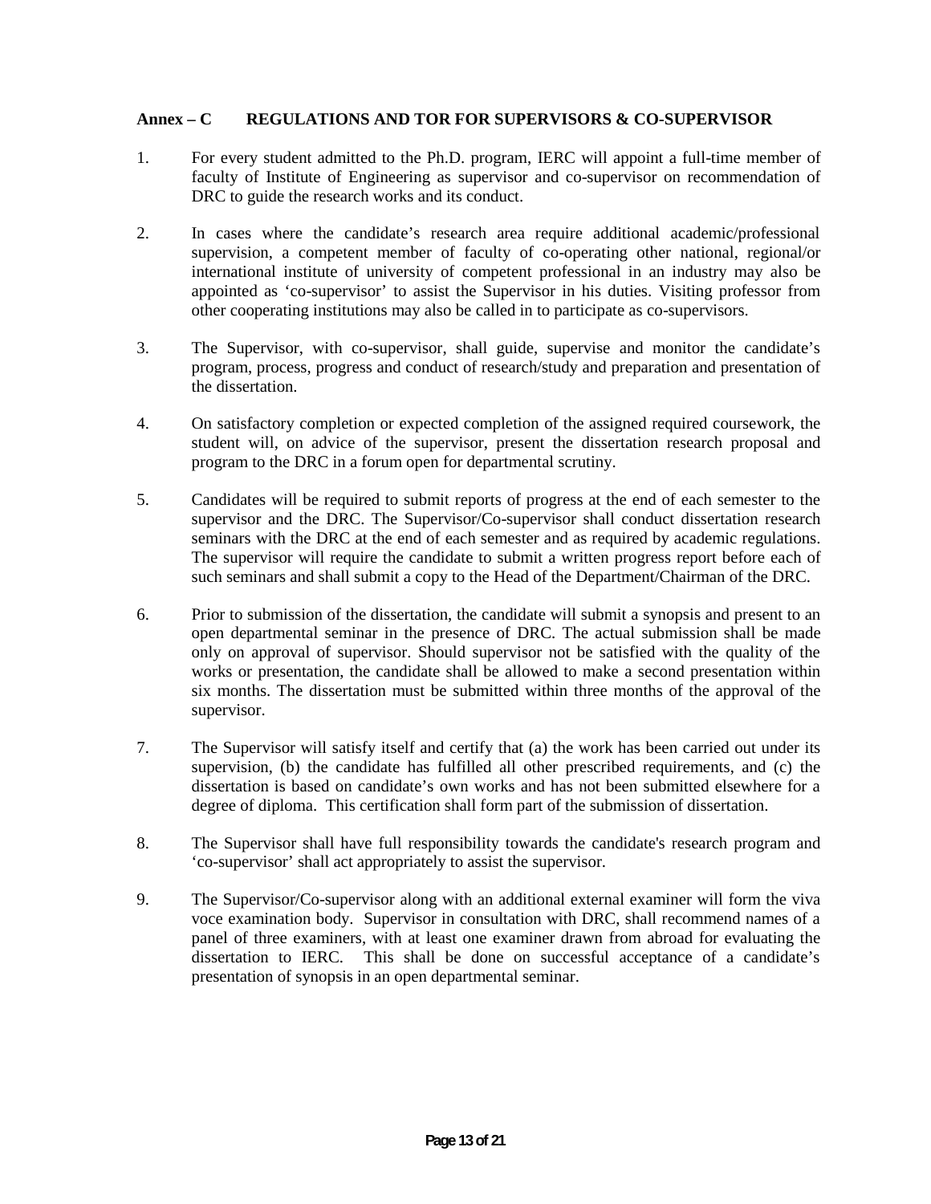## Annex – C REGULATIONS AND TOR FOR SUPERVISORS & CO-SUPERVISOR

1. For every student admitted to the Ph.D. program, IERC will appoint a full-time member of faculty of Institute of Engineering as supervisor and co-supervisor on recommendation of DRC to guide the research works and its conduct.

2. In cases where the candidate's research area require additional academic/professional supervision, a competent member of faculty of co-operating other national, regional/or international institute of university of competent professional in an industry may also be appointed as 'co-supervisor' to assist the Supervisor in his duties. Visiting professor from other cooperating institutions may also be called in to participate as co-supervisors.

3. The Supervisor, with co-supervisor, shall guide, supervise and monitor the candidate's program, process, progress and conduct of research/study and preparation and presentation of the dissertation.

4. On satisfactory completion or expected completion of the assigned required coursework, the student will, on advice of the supervisor, present the dissertation research proposal and program to the DRC in a forum open for departmental scrutiny.

5. Candidates will be required to submit reports of progress at the end of each semester to the supervisor and the DRC. The Supervisor/Co-supervisor shall conduct dissertation research seminars with the DRC at the end of each semester and as required by academic regulations. The supervisor will require the candidate to submit a written progress report before each of such seminars and shall submit a copy to the Head of the Department/Chairman of the DRC.

6. Prior to submission of the dissertation, the candidate will submit a synopsis and present to an open departmental seminar in the presence of DRC. The actual submission shall be made only on approval of supervisor. Should supervisor not be satisfied with the quality of the works or presentation, the candidate shall be allowed to make a second presentation within six months. The dissertation must be submitted within three months of the approval of the supervisor.

7. The Supervisor will satisfy itself and certify that (a) the work has been carried out under its supervision, (b) the candidate has fulfilled all other prescribed requirements, and (c) the dissertation is based on candidate's own works and has not been submitted elsewhere for a degree of diploma. This certification shall form part of the submission of dissertation.

8. The Supervisor shall have full responsibility towards the candidate's research program and 'co-supervisor' shall act appropriately to assist the supervisor.

9. The Supervisor/Co-supervisor along with an additional external examiner will form the viva voce examination body. Supervisor in consultation with DRC, shall recommend names of a panel of three examiners, with at least one examiner drawn from abroad for evaluating the dissertation to IERC. This shall be done on successful acceptance of a candidate's presentation of synopsis in an open departmental seminar.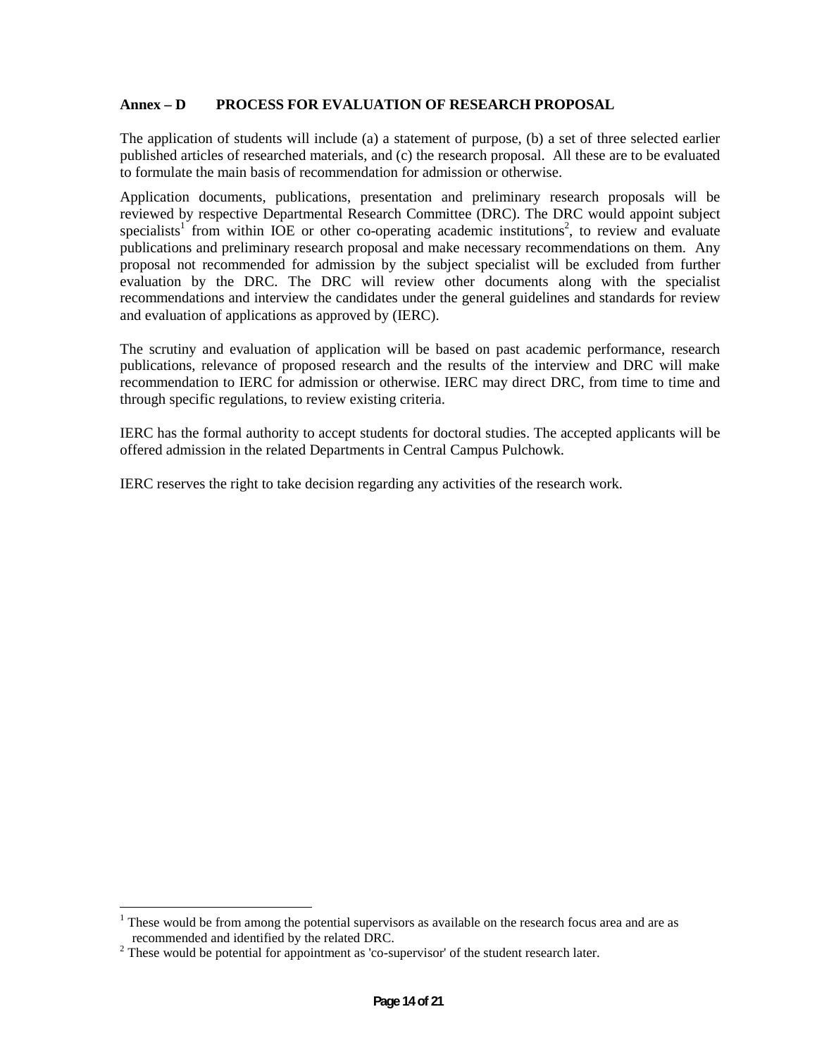## Annex – D PROCESS FOR EVALUATION OF RESEARCH PROPOSAL

The application of students will include (a) a statement of purpose, (b) a set of three selected earlier published articles of researched materials, and (c) the research proposal. All these are to be evaluated to formulate the main basis of recommendation for admission or otherwise.

Application documents, publications, presentation and preliminary research proposals will be reviewed by respective Departmental Research Committee (DRC). The DRC would appoint subject specialists[1] from within IOE or other co-operating academic institutions[2], to review and evaluate publications and preliminary research proposal and make necessary recommendations on them. Any proposal not recommended for admission by the subject specialist will be excluded from further evaluation by the DRC. The DRC will review other documents along with the specialist recommendations and interview the candidates under the general guidelines and standards for review and evaluation of applications as approved by (IERC).

The scrutiny and evaluation of application will be based on past academic performance, research publications, relevance of proposed research and the results of the interview and DRC will make recommendation to IERC for admission or otherwise. IERC may direct DRC, from time to time and through specific regulations, to review existing criteria.

IERC has the formal authority to accept students for doctoral studies. The accepted applicants will be offered admission in the related Departments in Central Campus Pulchowk.

IERC reserves the right to take decision regarding any activities of the research work.

---

[1] These would be from among the potential supervisors as available on the research focus area and are as recommended and identified by the related DRC.

[2] These would be potential for appointment as 'co-supervisor' of the student research later.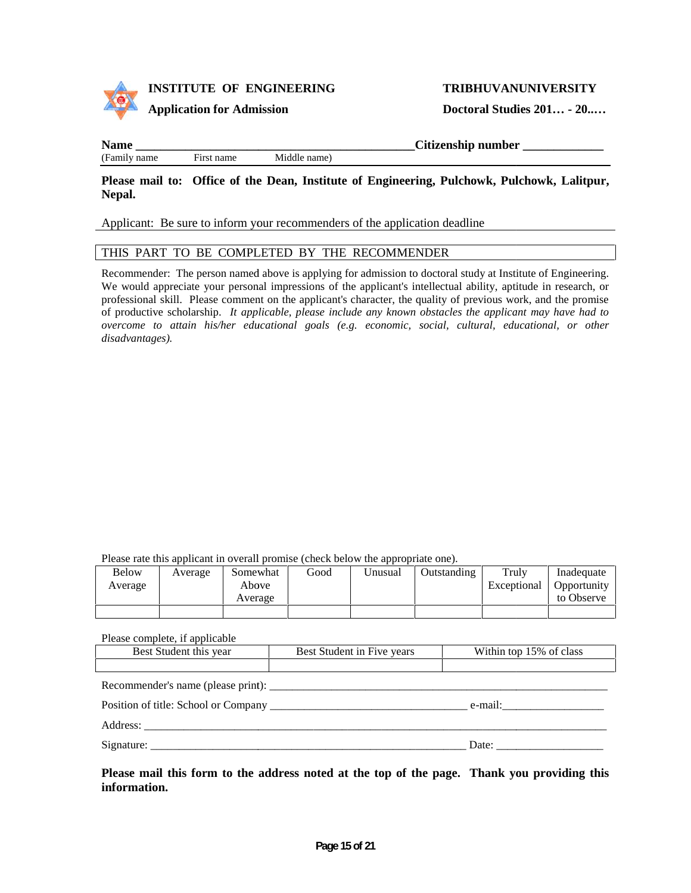**INSTITUTE OF ENGINEERING** **TRIBHUVANUNIVERSITY**

**Application for Admission** **Doctoral Studies 201… - 20..…**

**Name** _______________________________________________**Citizenship number** _____________

(Family name First name Middle name)

**Please mail to: Office of the Dean, Institute of Engineering, Pulchowk, Pulchowk, Lalitpur, Nepal.**

Applicant: Be sure to inform your recommenders of the application deadline

THIS PART TO BE COMPLETED BY THE RECOMMENDER

Recommender: The person named above is applying for admission to doctoral study at Institute of Engineering. We would appreciate your personal impressions of the applicant's intellectual ability, aptitude in research, or professional skill. Please comment on the applicant's character, the quality of previous work, and the promise of productive scholarship. *It applicable, please include any known obstacles the applicant may have had to overcome to attain his/her educational goals (e.g. economic, social, cultural, educational, or other disadvantages).*

Please rate this applicant in overall promise (check below the appropriate one).

| Below Average | Average | Somewhat Above Average | Good | Unusual | Outstanding | Truly Exceptional | Inadequate Opportunity to Observe |
|---|---|---|---|---|---|---|---|
| | | | | | | | |

Please complete, if applicable

| Best Student this year | Best Student in Five years | Within top 15% of class |
|---|---|---|
| | | |

Recommender's name (please print): ____________________________________________________________

Position of title: School or Company ___________________________________ e-mail:__________________

Address: ___________________________________________________________________________________

Signature: ________________________________________________________ Date: ___________________

**Please mail this form to the address noted at the top of the page. Thank you providing this information.**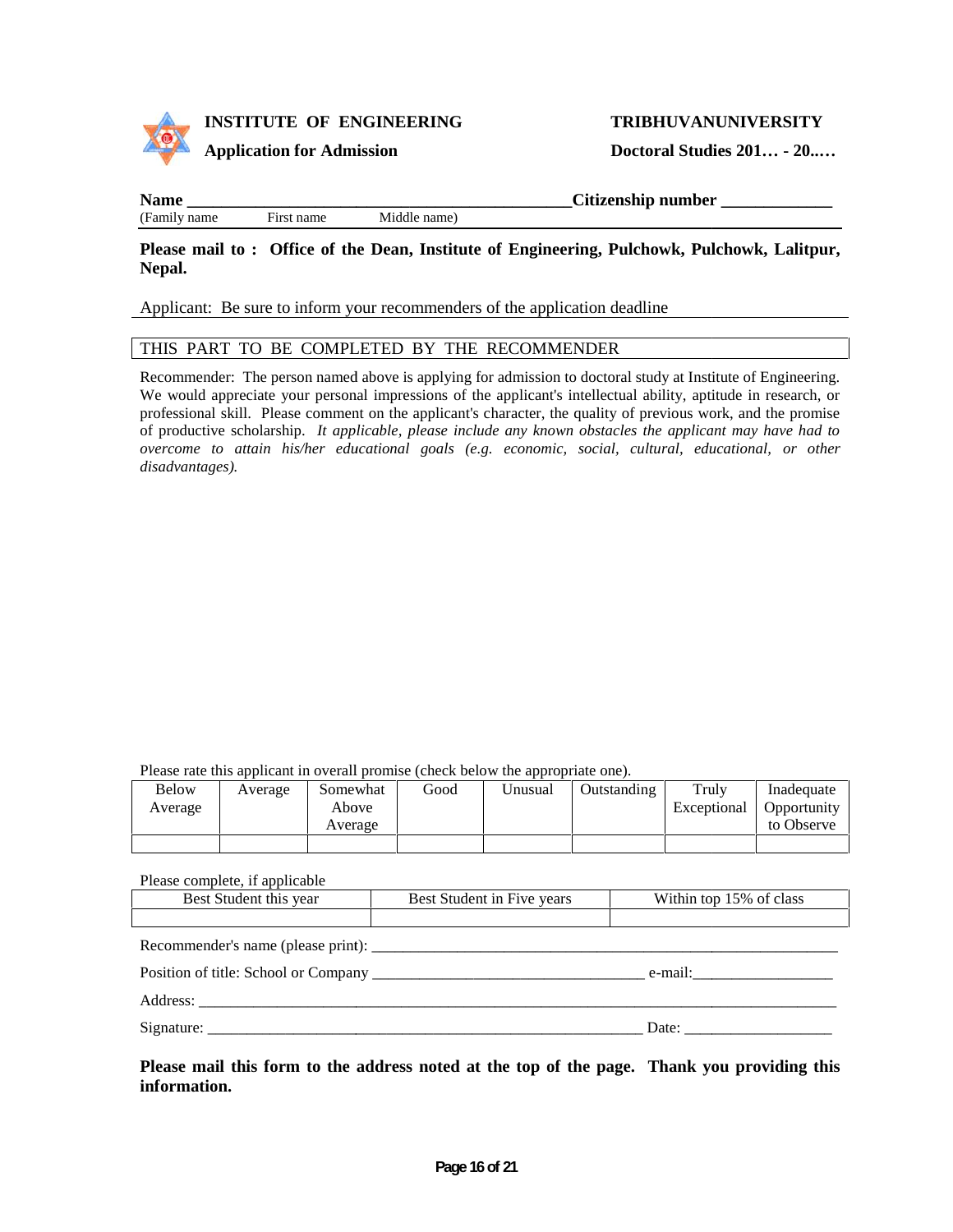**INSTITUTE OF ENGINEERING** **TRIBHUVANUNIVERSITY**

**Application for Admission** **Doctoral Studies 201… - 20..…**

**Name** _____________________________________________**Citizenship number** _____________

(Family name First name Middle name)

**Please mail to : Office of the Dean, Institute of Engineering, Pulchowk, Pulchowk, Lalitpur, Nepal.**

Applicant: Be sure to inform your recommenders of the application deadline

THIS PART TO BE COMPLETED BY THE RECOMMENDER

Recommender: The person named above is applying for admission to doctoral study at Institute of Engineering. We would appreciate your personal impressions of the applicant's intellectual ability, aptitude in research, or professional skill. Please comment on the applicant's character, the quality of previous work, and the promise of productive scholarship. *It applicable, please include any known obstacles the applicant may have had to overcome to attain his/her educational goals (e.g. economic, social, cultural, educational, or other disadvantages).*

Please rate this applicant in overall promise (check below the appropriate one).

| Below Average | Average | Somewhat Above Average | Good | Unusual | Outstanding | Truly Exceptional | Inadequate Opportunity to Observe |
|---|---|---|---|---|---|---|---|
| | | | | | | | |

Please complete, if applicable

| Best Student this year | Best Student in Five years | Within top 15% of class |
|---|---|---|
| | | |

Recommender's name (please print): ______________________________________________________________

Position of title: School or Company ___________________________________ e-mail:__________________

Address: __________________________________________________________________________________

Signature: ________________________________________________________ Date: ___________________

**Please mail this form to the address noted at the top of the page. Thank you providing this information.**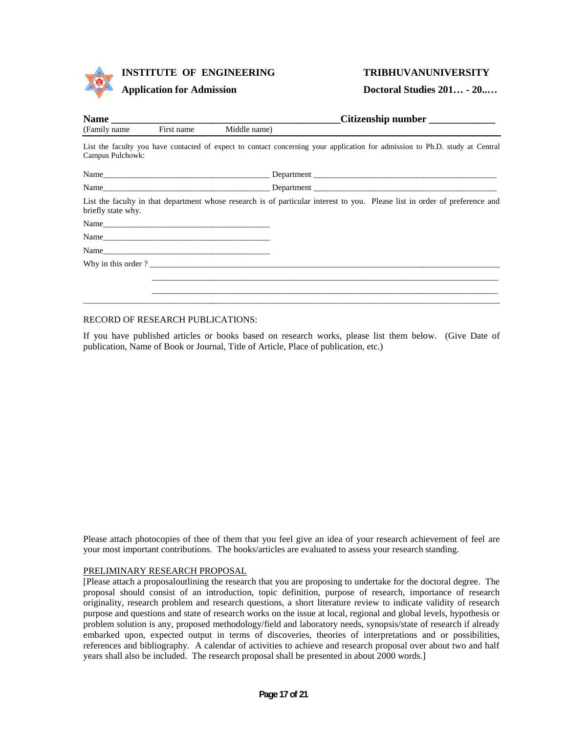**INSTITUTE OF ENGINEERING** **TRIBHUVANUNIVERSITY**

**Application for Admission** **Doctoral Studies 201… - 20..…**

**Name** ______________________________________________**Citizenship number** _____________

(Family name First name Middle name)

List the faculty you have contacted of expect to contact concerning your application for admission to Ph.D. study at Central Campus Pulchowk:

Name________________________________________ Department _____________________________________________

Name________________________________________ Department _____________________________________________

List the faculty in that department whose research is of particular interest to you. Please list in order of preference and briefly state why.

Name_________________________________________

Name_________________________________________

Name_________________________________________

Why in this order ? ___________________________________________________________________________________

_____________________________________________________________________________________

_____________________________________________________________________________________

_________________________________________________________________________________________________

RECORD OF RESEARCH PUBLICATIONS:

If you have published articles or books based on research works, please list them below. (Give Date of publication, Name of Book or Journal, Title of Article, Place of publication, etc.)

Please attach photocopies of thee of them that you feel give an idea of your research achievement of feel are your most important contributions. The books/articles are evaluated to assess your research standing.

PRELIMINARY RESEARCH PROPOSAL

[Please attach a proposaloutlining the research that you are proposing to undertake for the doctoral degree. The proposal should consist of an introduction, topic definition, purpose of research, importance of research originality, research problem and research questions, a short literature review to indicate validity of research purpose and questions and state of research works on the issue at local, regional and global levels, hypothesis or problem solution is any, proposed methodology/field and laboratory needs, synopsis/state of research if already embarked upon, expected output in terms of discoveries, theories of interpretations and or possibilities, references and bibliography. A calendar of activities to achieve and research proposal over about two and half years shall also be included. The research proposal shall be presented in about 2000 words.]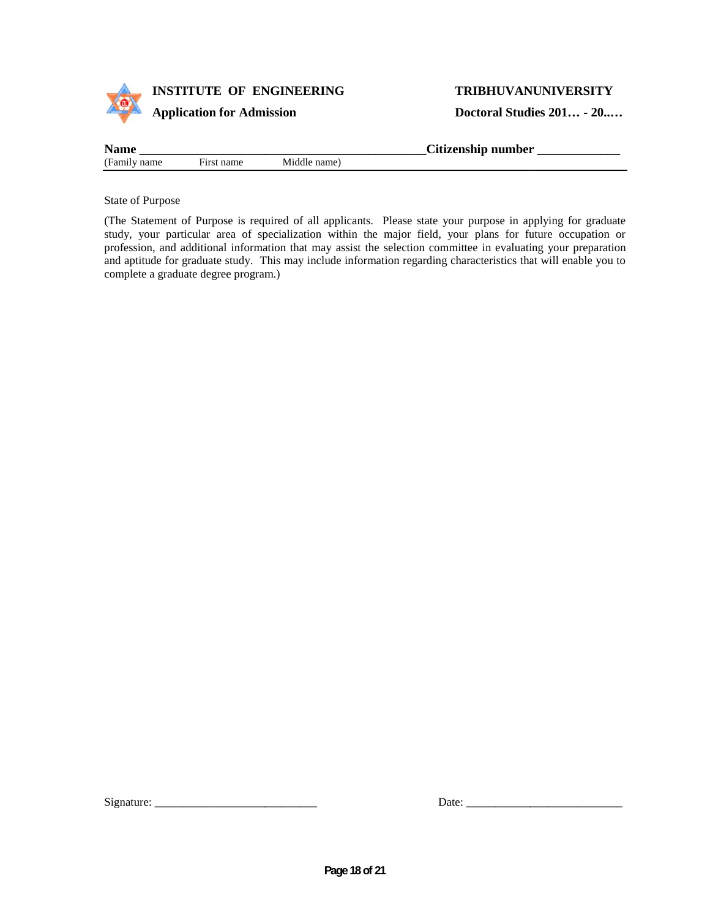**INSTITUTE OF ENGINEERING** **TRIBHUVANUNIVERSITY**

**Application for Admission** **Doctoral Studies 201… - 20..…**

**Name** _______________________________________________**Citizenship number** _____________
(Family name First name Middle name)

State of Purpose

(The Statement of Purpose is required of all applicants. Please state your purpose in applying for graduate study, your particular area of specialization within the major field, your plans for future occupation or profession, and additional information that may assist the selection committee in evaluating your preparation and aptitude for graduate study. This may include information regarding characteristics that will enable you to complete a graduate degree program.)

Signature: ____________________________ Date: ___________________________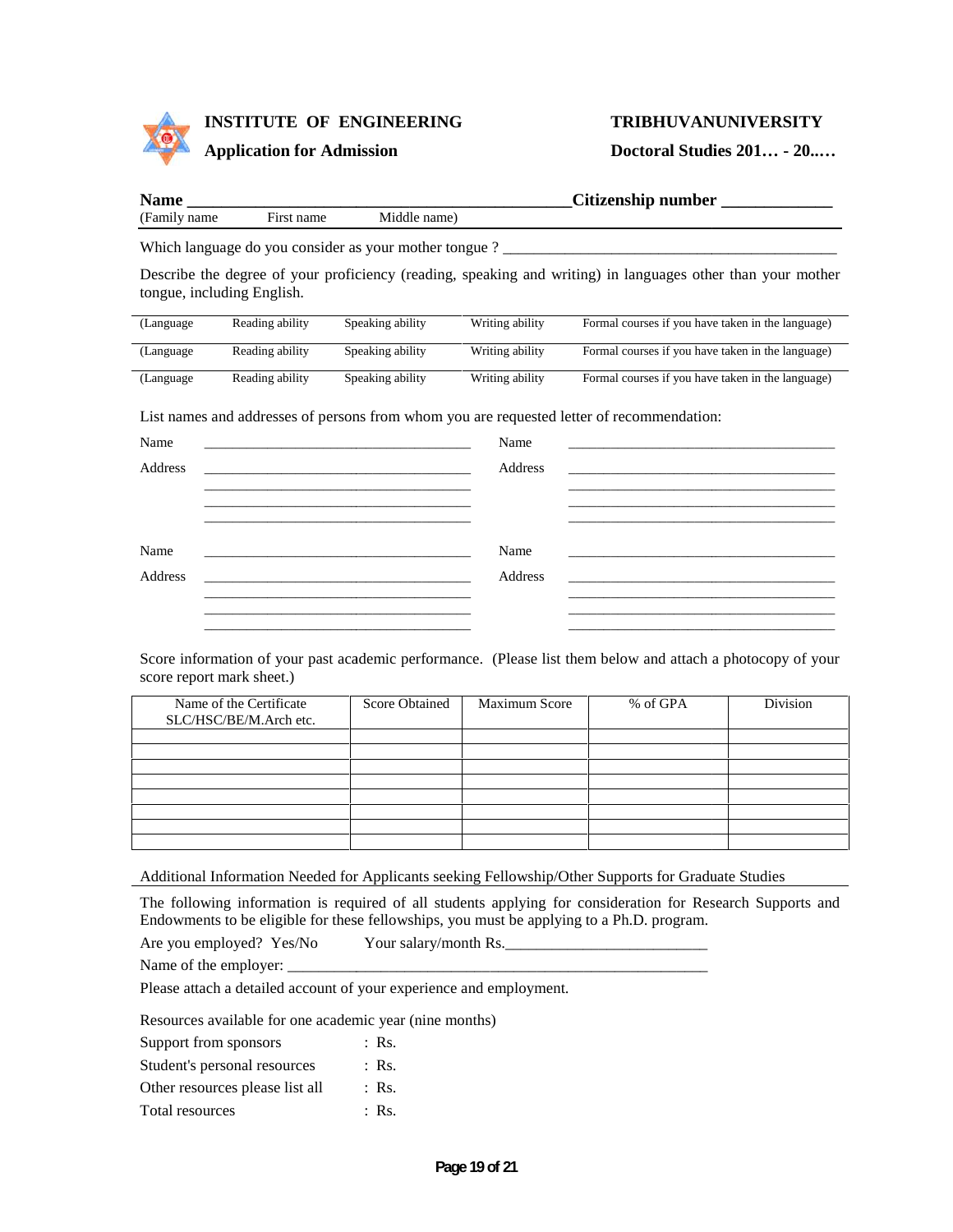**INSTITUTE OF ENGINEERING** **TRIBHUVANUNIVERSITY**

**Application for Admission** **Doctoral Studies 201… - 20..…**

**Name** ____________________________________________ **Citizenship number** _____________

(Family name First name Middle name)

Which language do you consider as your mother tongue ? ________________________________________

Describe the degree of your proficiency (reading, speaking and writing) in languages other than your mother tongue, including English.

| (Language | Reading ability | Speaking ability | Writing ability | Formal courses if you have taken in the language) |
|---|---|---|---|---|
| (Language | Reading ability | Speaking ability | Writing ability | Formal courses if you have taken in the language) |
| (Language | Reading ability | Speaking ability | Writing ability | Formal courses if you have taken in the language) |

List names and addresses of persons from whom you are requested letter of recommendation:

Name ______________________________ Name ______________________________

Address ______________________________ Address ______________________________

______________________________ ______________________________

______________________________ ______________________________

______________________________ ______________________________

Name ______________________________ Name ______________________________

Address ______________________________ Address ______________________________

______________________________ ______________________________

______________________________ ______________________________

______________________________ ______________________________

Score information of your past academic performance. (Please list them below and attach a photocopy of your score report mark sheet.)

| Name of the Certificate SLC/HSC/BE/M.Arch etc. | Score Obtained | Maximum Score | % of GPA | Division |
|---|---|---|---|---|
| | | | | |
| | | | | |
| | | | | |
| | | | | |
| | | | | |
| | | | | |
| | | | | |
| | | | | |

Additional Information Needed for Applicants seeking Fellowship/Other Supports for Graduate Studies

The following information is required of all students applying for consideration for Research Supports and Endowments to be eligible for these fellowships, you must be applying to a Ph.D. program.

Are you employed? Yes/No Your salary/month Rs.________________________

Name of the employer: ____________________________________________________

Please attach a detailed account of your experience and employment.

Resources available for one academic year (nine months)

Support from sponsors : Rs.

Student's personal resources : Rs.

Other resources please list all : Rs.

Total resources : Rs.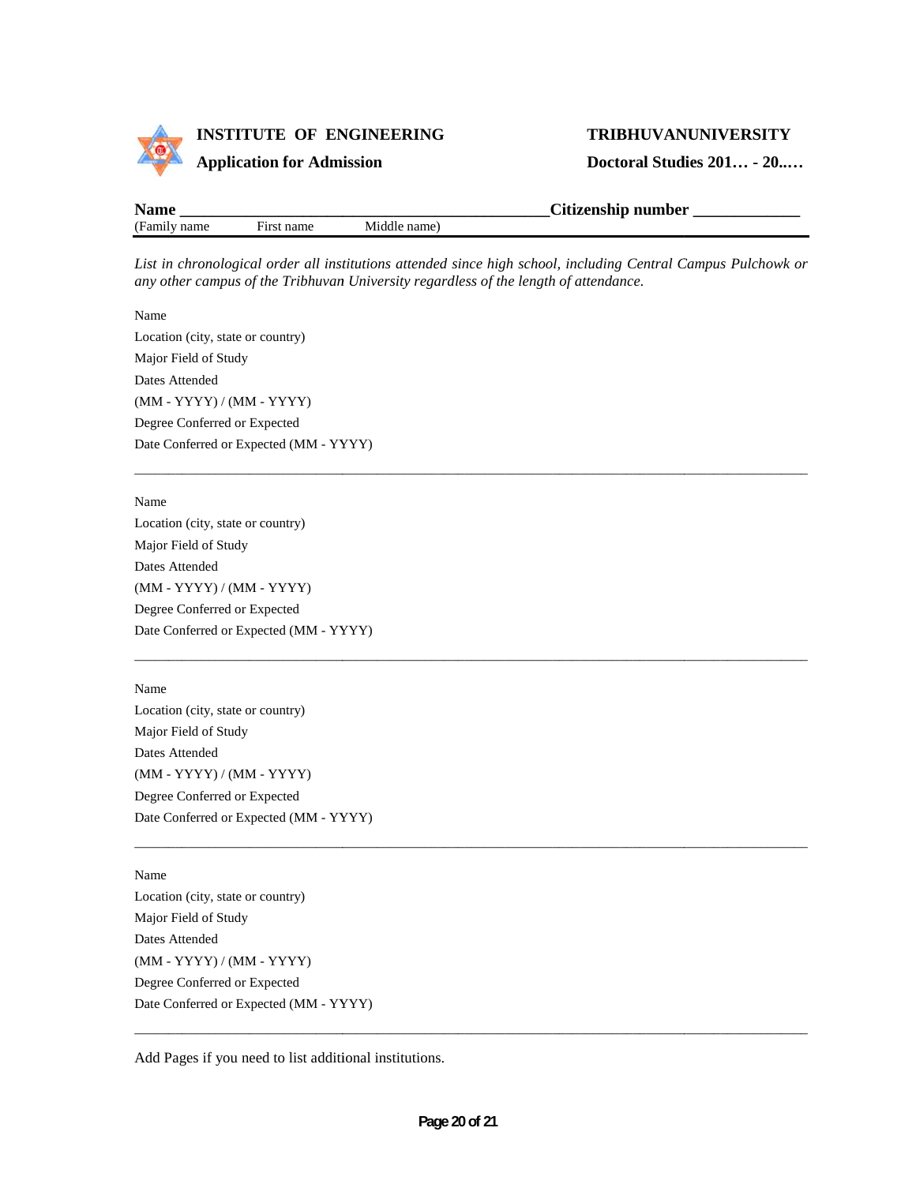**INSTITUTE OF ENGINEERING** **TRIBHUVANUNIVERSITY**

**Application for Admission** **Doctoral Studies 201… - 20..…**

**Name** ____________________________________________ **Citizenship number** ____________

(Family name First name Middle name)

*List in chronological order all institutions attended since high school, including Central Campus Pulchowk or any other campus of the Tribhuvan University regardless of the length of attendance.*

Name

Location (city, state or country)

Major Field of Study

Dates Attended

(MM - YYYY) / (MM - YYYY)

Degree Conferred or Expected

Date Conferred or Expected (MM - YYYY)

---

Name

Location (city, state or country)

Major Field of Study

Dates Attended

(MM - YYYY) / (MM - YYYY)

Degree Conferred or Expected

Date Conferred or Expected (MM - YYYY)

---

Name

Location (city, state or country)

Major Field of Study

Dates Attended

(MM - YYYY) / (MM - YYYY)

Degree Conferred or Expected

Date Conferred or Expected (MM - YYYY)

---

Name

Location (city, state or country)

Major Field of Study

Dates Attended

(MM - YYYY) / (MM - YYYY)

Degree Conferred or Expected

Date Conferred or Expected (MM - YYYY)

---

Add Pages if you need to list additional institutions.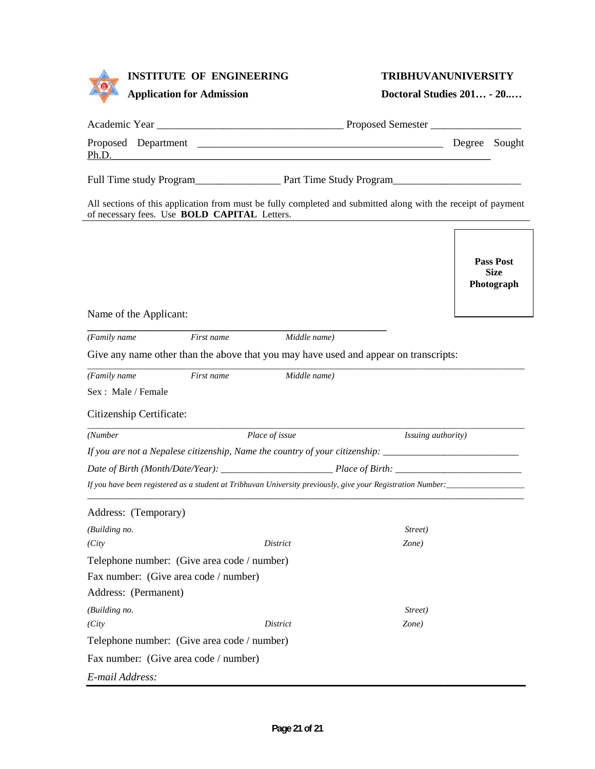**INSTITUTE OF ENGINEERING** **TRIBHUVANUNIVERSITY**

**Application for Admission** **Doctoral Studies 201… - 20..…**

Academic Year ___________________________________ Proposed Semester _________________

Proposed Department _____________________________________________ Degree Sought Ph.D.______________________________________________________________________

Full Time study Program________________ Part Time Study Program________________________

All sections of this application from must be fully completed and submitted along with the receipt of payment of necessary fees. Use **BOLD CAPITAL** Letters.

**Pass Post Size Photograph**

Name of the Applicant:

_______________________________________________________

*(Family name First name Middle name)*

Give any name other than the above that you may have used and appear on transcripts:

_______________________________________________________

*(Family name First name Middle name)*

Sex : Male / Female

Citizenship Certificate:

_______________________________________________________

*(Number Place of issue Issuing authority)*

*If you are not a Nepalese citizenship, Name the country of your citizenship:* ___________________________

*Date of Birth (Month/Date/Year):* ______________________ *Place of Birth:* _________________________

*If you have been registered as a student at Tribhuvan University previously, give your Registration Number:*__________________

Address: (Temporary)

*(Building no. Street)*

*(City District Zone)*

Telephone number: (Give area code / number)

Fax number: (Give area code / number)

Address: (Permanent)

*(Building no. Street)*

*(City District Zone)*

Telephone number: (Give area code / number)

Fax number: (Give area code / number)

*E-mail Address:*